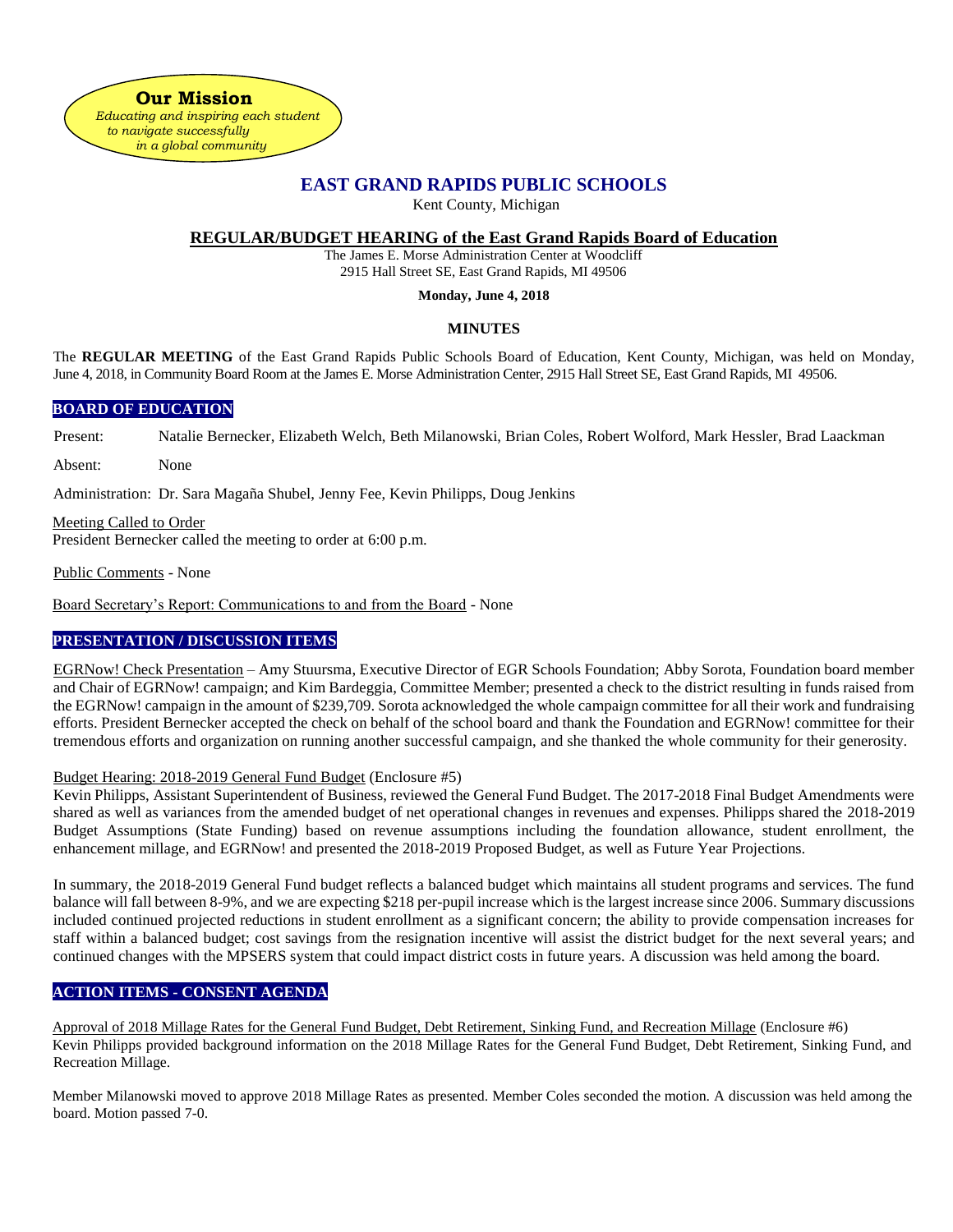**Our Mission**
*Educating and inspiring each student to navigate successfully in a global community*

# EAST GRAND RAPIDS PUBLIC SCHOOLS

Kent County, Michigan

## REGULAR/BUDGET HEARING of the East Grand Rapids Board of Education

The James E. Morse Administration Center at Woodcliff
2915 Hall Street SE, East Grand Rapids, MI 49506

**Monday, June 4, 2018**

**MINUTES**

The **REGULAR MEETING** of the East Grand Rapids Public Schools Board of Education, Kent County, Michigan, was held on Monday, June 4, 2018, in Community Board Room at the James E. Morse Administration Center, 2915 Hall Street SE, East Grand Rapids, MI 49506.

### BOARD OF EDUCATION

Present: Natalie Bernecker, Elizabeth Welch, Beth Milanowski, Brian Coles, Robert Wolford, Mark Hessler, Brad Laackman

Absent: None

Administration: Dr. Sara Magaña Shubel, Jenny Fee, Kevin Philipps, Doug Jenkins

Meeting Called to Order
President Bernecker called the meeting to order at 6:00 p.m.

Public Comments - None

Board Secretary's Report: Communications to and from the Board - None

### PRESENTATION / DISCUSSION ITEMS

EGRNow! Check Presentation – Amy Stuursma, Executive Director of EGR Schools Foundation; Abby Sorota, Foundation board member and Chair of EGRNow! campaign; and Kim Bardeggia, Committee Member; presented a check to the district resulting in funds raised from the EGRNow! campaign in the amount of $239,709. Sorota acknowledged the whole campaign committee for all their work and fundraising efforts. President Bernecker accepted the check on behalf of the school board and thank the Foundation and EGRNow! committee for their tremendous efforts and organization on running another successful campaign, and she thanked the whole community for their generosity.

Budget Hearing: 2018-2019 General Fund Budget (Enclosure #5)
Kevin Philipps, Assistant Superintendent of Business, reviewed the General Fund Budget. The 2017-2018 Final Budget Amendments were shared as well as variances from the amended budget of net operational changes in revenues and expenses. Philipps shared the 2018-2019 Budget Assumptions (State Funding) based on revenue assumptions including the foundation allowance, student enrollment, the enhancement millage, and EGRNow! and presented the 2018-2019 Proposed Budget, as well as Future Year Projections.

In summary, the 2018-2019 General Fund budget reflects a balanced budget which maintains all student programs and services. The fund balance will fall between 8-9%, and we are expecting $218 per-pupil increase which is the largest increase since 2006. Summary discussions included continued projected reductions in student enrollment as a significant concern; the ability to provide compensation increases for staff within a balanced budget; cost savings from the resignation incentive will assist the district budget for the next several years; and continued changes with the MPSERS system that could impact district costs in future years. A discussion was held among the board.

### ACTION ITEMS - CONSENT AGENDA

Approval of 2018 Millage Rates for the General Fund Budget, Debt Retirement, Sinking Fund, and Recreation Millage (Enclosure #6)
Kevin Philipps provided background information on the 2018 Millage Rates for the General Fund Budget, Debt Retirement, Sinking Fund, and Recreation Millage.

Member Milanowski moved to approve 2018 Millage Rates as presented. Member Coles seconded the motion. A discussion was held among the board. Motion passed 7-0.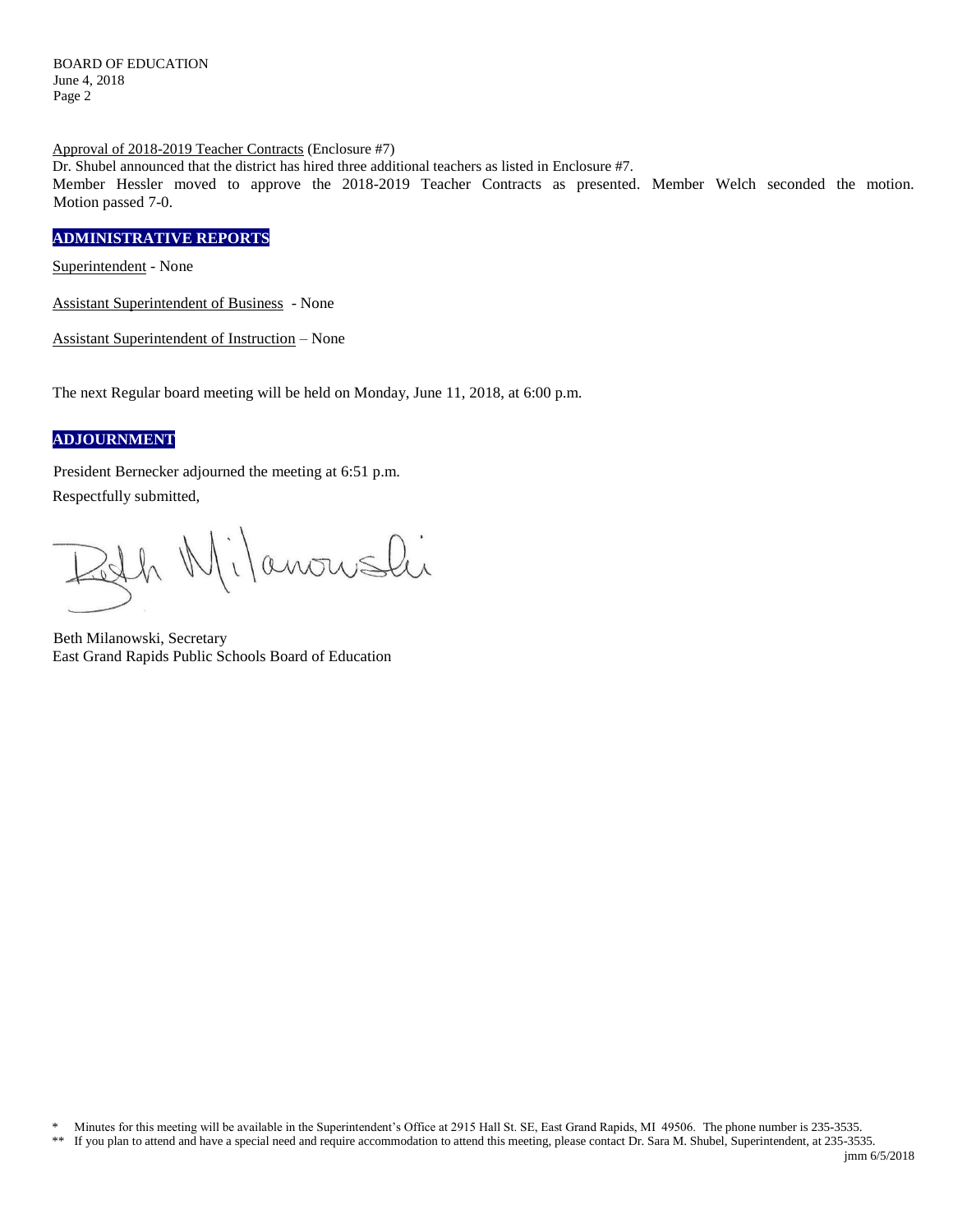Approval of 2018-2019 Teacher Contracts (Enclosure #7)

Dr. Shubel announced that the district has hired three additional teachers as listed in Enclosure #7.

Member Hessler moved to approve the 2018-2019 Teacher Contracts as presented. Member Welch seconded the motion. Motion passed 7-0.

## ADMINISTRATIVE REPORTS

Superintendent - None

Assistant Superintendent of Business - None

Assistant Superintendent of Instruction – None

The next Regular board meeting will be held on Monday, June 11, 2018, at 6:00 p.m.

## ADJOURNMENT

President Bernecker adjourned the meeting at 6:51 p.m.

Respectfully submitted,

Beth Milanowski

Beth Milanowski, Secretary
East Grand Rapids Public Schools Board of Education

\* Minutes for this meeting will be available in the Superintendent's Office at 2915 Hall St. SE, East Grand Rapids, MI 49506. The phone number is 235-3535.

\*\* If you plan to attend and have a special need and require accommodation to attend this meeting, please contact Dr. Sara M. Shubel, Superintendent, at 235-3535.

jmm 6/5/2018